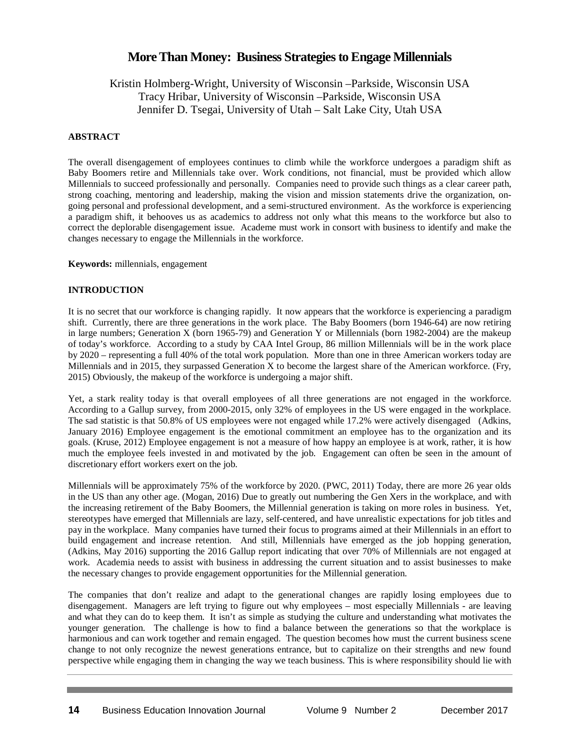# More Than Money: Business Strategies to Engage Millennials

Kristin Holmberg-Wright, University of Wisconsin –Parkside, Wisconsin USA
Tracy Hribar, University of Wisconsin –Parkside, Wisconsin USA
Jennifer D. Tsegai, University of Utah – Salt Lake City, Utah USA

## ABSTRACT

The overall disengagement of employees continues to climb while the workforce undergoes a paradigm shift as Baby Boomers retire and Millennials take over. Work conditions, not financial, must be provided which allow Millennials to succeed professionally and personally. Companies need to provide such things as a clear career path, strong coaching, mentoring and leadership, making the vision and mission statements drive the organization, on-going personal and professional development, and a semi-structured environment. As the workforce is experiencing a paradigm shift, it behooves us as academics to address not only what this means to the workforce but also to correct the deplorable disengagement issue. Academe must work in consort with business to identify and make the changes necessary to engage the Millennials in the workforce.

**Keywords:** millennials, engagement

## INTRODUCTION

It is no secret that our workforce is changing rapidly. It now appears that the workforce is experiencing a paradigm shift. Currently, there are three generations in the work place. The Baby Boomers (born 1946-64) are now retiring in large numbers; Generation X (born 1965-79) and Generation Y or Millennials (born 1982-2004) are the makeup of today's workforce. According to a study by CAA Intel Group, 86 million Millennials will be in the work place by 2020 – representing a full 40% of the total work population. More than one in three American workers today are Millennials and in 2015, they surpassed Generation X to become the largest share of the American workforce. (Fry, 2015) Obviously, the makeup of the workforce is undergoing a major shift.

Yet, a stark reality today is that overall employees of all three generations are not engaged in the workforce. According to a Gallup survey, from 2000-2015, only 32% of employees in the US were engaged in the workplace. The sad statistic is that 50.8% of US employees were not engaged while 17.2% were actively disengaged (Adkins, January 2016) Employee engagement is the emotional commitment an employee has to the organization and its goals. (Kruse, 2012) Employee engagement is not a measure of how happy an employee is at work, rather, it is how much the employee feels invested in and motivated by the job. Engagement can often be seen in the amount of discretionary effort workers exert on the job.

Millennials will be approximately 75% of the workforce by 2020. (PWC, 2011) Today, there are more 26 year olds in the US than any other age. (Mogan, 2016) Due to greatly out numbering the Gen Xers in the workplace, and with the increasing retirement of the Baby Boomers, the Millennial generation is taking on more roles in business. Yet, stereotypes have emerged that Millennials are lazy, self-centered, and have unrealistic expectations for job titles and pay in the workplace. Many companies have turned their focus to programs aimed at their Millennials in an effort to build engagement and increase retention. And still, Millennials have emerged as the job hopping generation, (Adkins, May 2016) supporting the 2016 Gallup report indicating that over 70% of Millennials are not engaged at work. Academia needs to assist with business in addressing the current situation and to assist businesses to make the necessary changes to provide engagement opportunities for the Millennial generation.

The companies that don't realize and adapt to the generational changes are rapidly losing employees due to disengagement. Managers are left trying to figure out why employees – most especially Millennials - are leaving and what they can do to keep them. It isn't as simple as studying the culture and understanding what motivates the younger generation. The challenge is how to find a balance between the generations so that the workplace is harmonious and can work together and remain engaged. The question becomes how must the current business scene change to not only recognize the newest generations entrance, but to capitalize on their strengths and new found perspective while engaging them in changing the way we teach business. This is where responsibility should lie with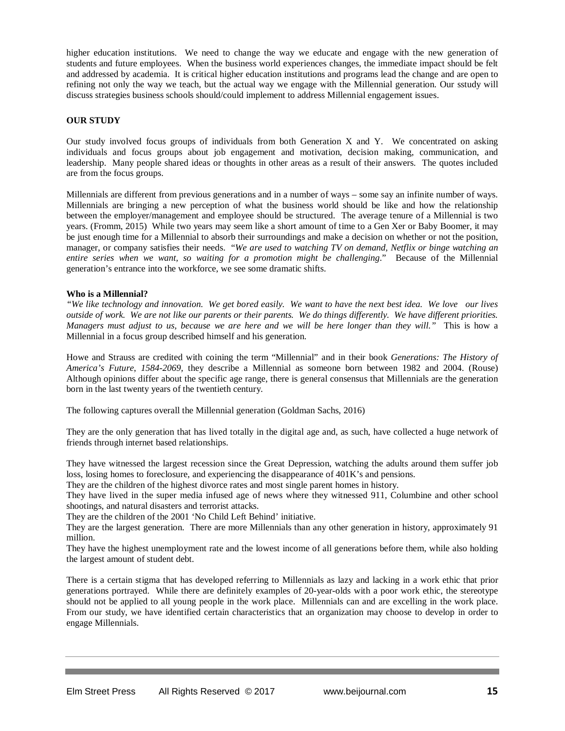higher education institutions. We need to change the way we educate and engage with the new generation of students and future employees. When the business world experiences changes, the immediate impact should be felt and addressed by academia. It is critical higher education institutions and programs lead the change and are open to refining not only the way we teach, but the actual way we engage with the Millennial generation. Our sstudy will discuss strategies business schools should/could implement to address Millennial engagement issues.

## OUR STUDY

Our study involved focus groups of individuals from both Generation X and Y. We concentrated on asking individuals and focus groups about job engagement and motivation, decision making, communication, and leadership. Many people shared ideas or thoughts in other areas as a result of their answers. The quotes included are from the focus groups.

Millennials are different from previous generations and in a number of ways – some say an infinite number of ways. Millennials are bringing a new perception of what the business world should be like and how the relationship between the employer/management and employee should be structured. The average tenure of a Millennial is two years. (Fromm, 2015) While two years may seem like a short amount of time to a Gen Xer or Baby Boomer, it may be just enough time for a Millennial to absorb their surroundings and make a decision on whether or not the position, manager, or company satisfies their needs. "*We are used to watching TV on demand, Netflix or binge watching an entire series when we want, so waiting for a promotion might be challenging*." Because of the Millennial generation's entrance into the workforce, we see some dramatic shifts.

### Who is a Millennial?

*"We like technology and innovation. We get bored easily. We want to have the next best idea. We love our lives outside of work. We are not like our parents or their parents. We do things differently. We have different priorities. Managers must adjust to us, because we are here and we will be here longer than they will."* This is how a Millennial in a focus group described himself and his generation.

Howe and Strauss are credited with coining the term "Millennial" and in their book *Generations: The History of America's Future, 1584-2069,* they describe a Millennial as someone born between 1982 and 2004. (Rouse) Although opinions differ about the specific age range, there is general consensus that Millennials are the generation born in the last twenty years of the twentieth century.

The following captures overall the Millennial generation (Goldman Sachs, 2016)

They are the only generation that has lived totally in the digital age and, as such, have collected a huge network of friends through internet based relationships.

They have witnessed the largest recession since the Great Depression, watching the adults around them suffer job loss, losing homes to foreclosure, and experiencing the disappearance of 401K's and pensions.

They are the children of the highest divorce rates and most single parent homes in history.

They have lived in the super media infused age of news where they witnessed 911, Columbine and other school shootings, and natural disasters and terrorist attacks.

They are the children of the 2001 'No Child Left Behind' initiative.

They are the largest generation. There are more Millennials than any other generation in history, approximately 91 million.

They have the highest unemployment rate and the lowest income of all generations before them, while also holding the largest amount of student debt.

There is a certain stigma that has developed referring to Millennials as lazy and lacking in a work ethic that prior generations portrayed. While there are definitely examples of 20-year-olds with a poor work ethic, the stereotype should not be applied to all young people in the work place. Millennials can and are excelling in the work place. From our study, we have identified certain characteristics that an organization may choose to develop in order to engage Millennials.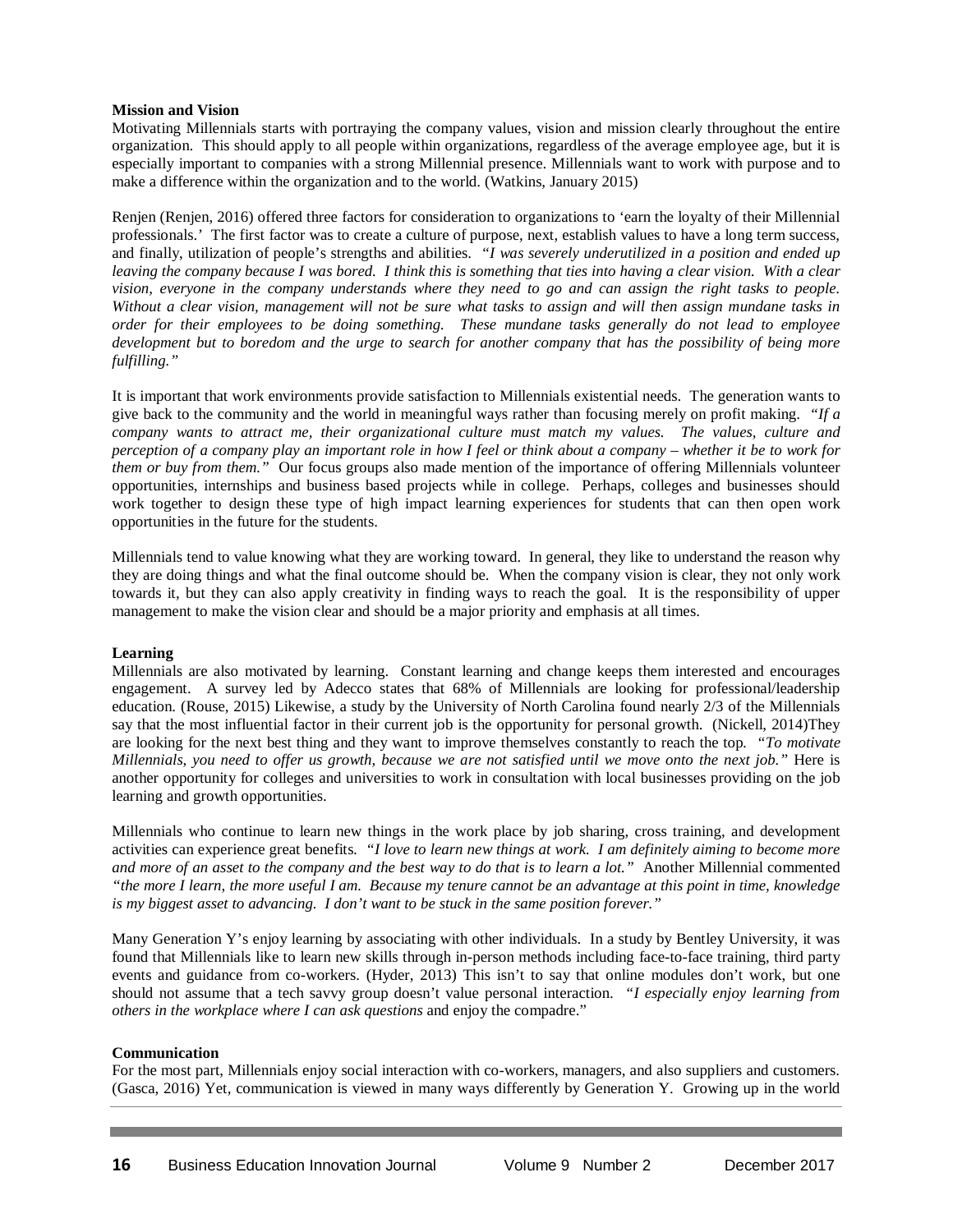**Mission and Vision**

Motivating Millennials starts with portraying the company values, vision and mission clearly throughout the entire organization. This should apply to all people within organizations, regardless of the average employee age, but it is especially important to companies with a strong Millennial presence. Millennials want to work with purpose and to make a difference within the organization and to the world. (Watkins, January 2015)

Renjen (Renjen, 2016) offered three factors for consideration to organizations to 'earn the loyalty of their Millennial professionals.' The first factor was to create a culture of purpose, next, establish values to have a long term success, and finally, utilization of people's strengths and abilities. *"I was severely underutilized in a position and ended up leaving the company because I was bored. I think this is something that ties into having a clear vision. With a clear vision, everyone in the company understands where they need to go and can assign the right tasks to people. Without a clear vision, management will not be sure what tasks to assign and will then assign mundane tasks in order for their employees to be doing something. These mundane tasks generally do not lead to employee development but to boredom and the urge to search for another company that has the possibility of being more fulfilling."*

It is important that work environments provide satisfaction to Millennials existential needs. The generation wants to give back to the community and the world in meaningful ways rather than focusing merely on profit making. *"If a company wants to attract me, their organizational culture must match my values. The values, culture and perception of a company play an important role in how I feel or think about a company – whether it be to work for them or buy from them."* Our focus groups also made mention of the importance of offering Millennials volunteer opportunities, internships and business based projects while in college. Perhaps, colleges and businesses should work together to design these type of high impact learning experiences for students that can then open work opportunities in the future for the students.

Millennials tend to value knowing what they are working toward. In general, they like to understand the reason why they are doing things and what the final outcome should be. When the company vision is clear, they not only work towards it, but they can also apply creativity in finding ways to reach the goal. It is the responsibility of upper management to make the vision clear and should be a major priority and emphasis at all times.

**Learning**

Millennials are also motivated by learning. Constant learning and change keeps them interested and encourages engagement. A survey led by Adecco states that 68% of Millennials are looking for professional/leadership education. (Rouse, 2015) Likewise, a study by the University of North Carolina found nearly 2/3 of the Millennials say that the most influential factor in their current job is the opportunity for personal growth. (Nickell, 2014)They are looking for the next best thing and they want to improve themselves constantly to reach the top. *"To motivate Millennials, you need to offer us growth, because we are not satisfied until we move onto the next job."* Here is another opportunity for colleges and universities to work in consultation with local businesses providing on the job learning and growth opportunities.

Millennials who continue to learn new things in the work place by job sharing, cross training, and development activities can experience great benefits. *"I love to learn new things at work. I am definitely aiming to become more and more of an asset to the company and the best way to do that is to learn a lot."* Another Millennial commented *"the more I learn, the more useful I am. Because my tenure cannot be an advantage at this point in time, knowledge is my biggest asset to advancing. I don't want to be stuck in the same position forever."*

Many Generation Y's enjoy learning by associating with other individuals. In a study by Bentley University, it was found that Millennials like to learn new skills through in-person methods including face-to-face training, third party events and guidance from co-workers. (Hyder, 2013) This isn't to say that online modules don't work, but one should not assume that a tech savvy group doesn't value personal interaction. *"I especially enjoy learning from others in the workplace where I can ask questions* and enjoy the compadre."

**Communication**

For the most part, Millennials enjoy social interaction with co-workers, managers, and also suppliers and customers. (Gasca, 2016) Yet, communication is viewed in many ways differently by Generation Y. Growing up in the world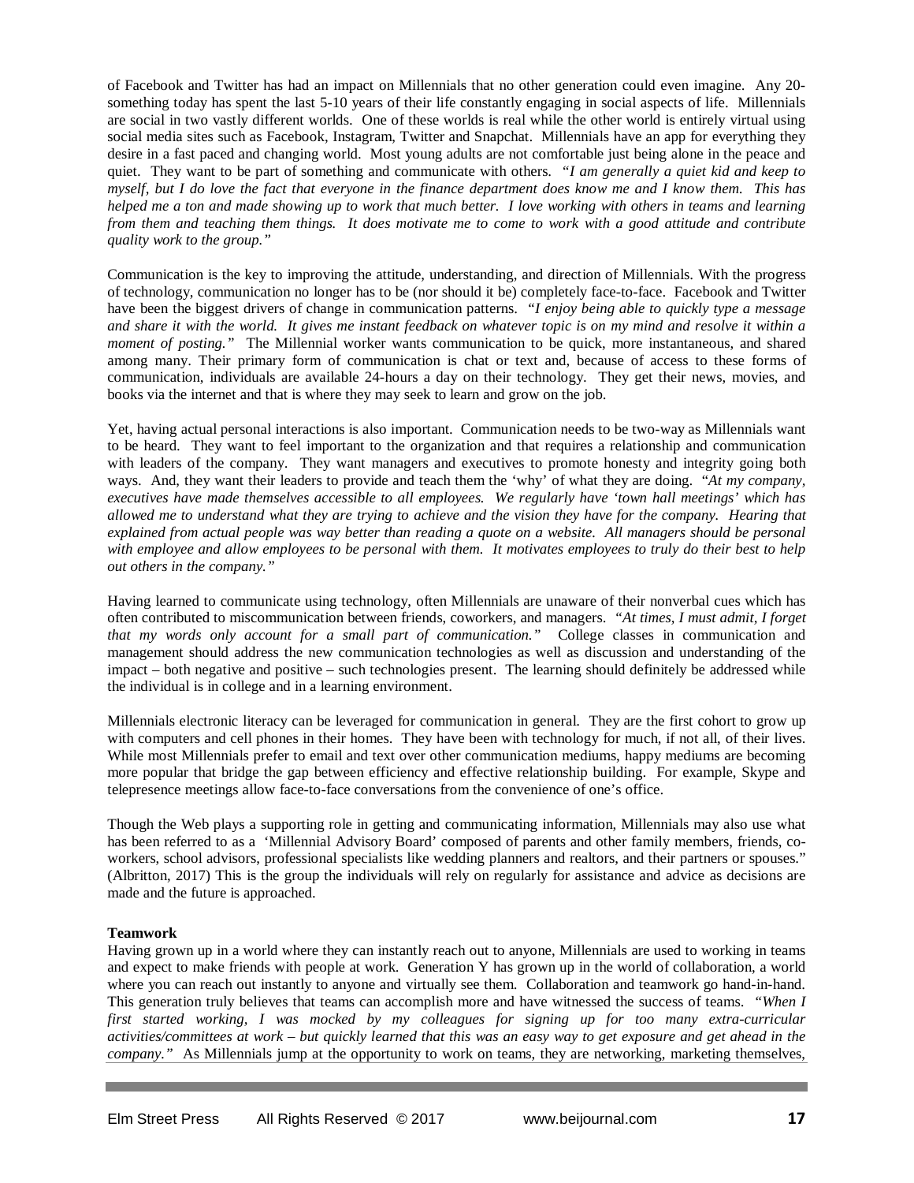of Facebook and Twitter has had an impact on Millennials that no other generation could even imagine. Any 20-something today has spent the last 5-10 years of their life constantly engaging in social aspects of life. Millennials are social in two vastly different worlds. One of these worlds is real while the other world is entirely virtual using social media sites such as Facebook, Instagram, Twitter and Snapchat. Millennials have an app for everything they desire in a fast paced and changing world. Most young adults are not comfortable just being alone in the peace and quiet. They want to be part of something and communicate with others. *"I am generally a quiet kid and keep to myself, but I do love the fact that everyone in the finance department does know me and I know them. This has helped me a ton and made showing up to work that much better. I love working with others in teams and learning from them and teaching them things. It does motivate me to come to work with a good attitude and contribute quality work to the group."*

Communication is the key to improving the attitude, understanding, and direction of Millennials. With the progress of technology, communication no longer has to be (nor should it be) completely face-to-face. Facebook and Twitter have been the biggest drivers of change in communication patterns. *"I enjoy being able to quickly type a message and share it with the world. It gives me instant feedback on whatever topic is on my mind and resolve it within a moment of posting."* The Millennial worker wants communication to be quick, more instantaneous, and shared among many. Their primary form of communication is chat or text and, because of access to these forms of communication, individuals are available 24-hours a day on their technology. They get their news, movies, and books via the internet and that is where they may seek to learn and grow on the job.

Yet, having actual personal interactions is also important. Communication needs to be two-way as Millennials want to be heard. They want to feel important to the organization and that requires a relationship and communication with leaders of the company. They want managers and executives to promote honesty and integrity going both ways. And, they want their leaders to provide and teach them the 'why' of what they are doing. *"At my company, executives have made themselves accessible to all employees. We regularly have 'town hall meetings' which has allowed me to understand what they are trying to achieve and the vision they have for the company. Hearing that explained from actual people was way better than reading a quote on a website. All managers should be personal with employee and allow employees to be personal with them. It motivates employees to truly do their best to help out others in the company."*

Having learned to communicate using technology, often Millennials are unaware of their nonverbal cues which has often contributed to miscommunication between friends, coworkers, and managers. *"At times, I must admit, I forget that my words only account for a small part of communication."* College classes in communication and management should address the new communication technologies as well as discussion and understanding of the impact – both negative and positive – such technologies present. The learning should definitely be addressed while the individual is in college and in a learning environment.

Millennials electronic literacy can be leveraged for communication in general. They are the first cohort to grow up with computers and cell phones in their homes. They have been with technology for much, if not all, of their lives. While most Millennials prefer to email and text over other communication mediums, happy mediums are becoming more popular that bridge the gap between efficiency and effective relationship building. For example, Skype and telepresence meetings allow face-to-face conversations from the convenience of one's office.

Though the Web plays a supporting role in getting and communicating information, Millennials may also use what has been referred to as a 'Millennial Advisory Board' composed of parents and other family members, friends, co-workers, school advisors, professional specialists like wedding planners and realtors, and their partners or spouses." (Albritton, 2017) This is the group the individuals will rely on regularly for assistance and advice as decisions are made and the future is approached.

**Teamwork**

Having grown up in a world where they can instantly reach out to anyone, Millennials are used to working in teams and expect to make friends with people at work. Generation Y has grown up in the world of collaboration, a world where you can reach out instantly to anyone and virtually see them. Collaboration and teamwork go hand-in-hand. This generation truly believes that teams can accomplish more and have witnessed the success of teams. *"When I first started working, I was mocked by my colleagues for signing up for too many extra-curricular activities/committees at work – but quickly learned that this was an easy way to get exposure and get ahead in the company."* As Millennials jump at the opportunity to work on teams, they are networking, marketing themselves,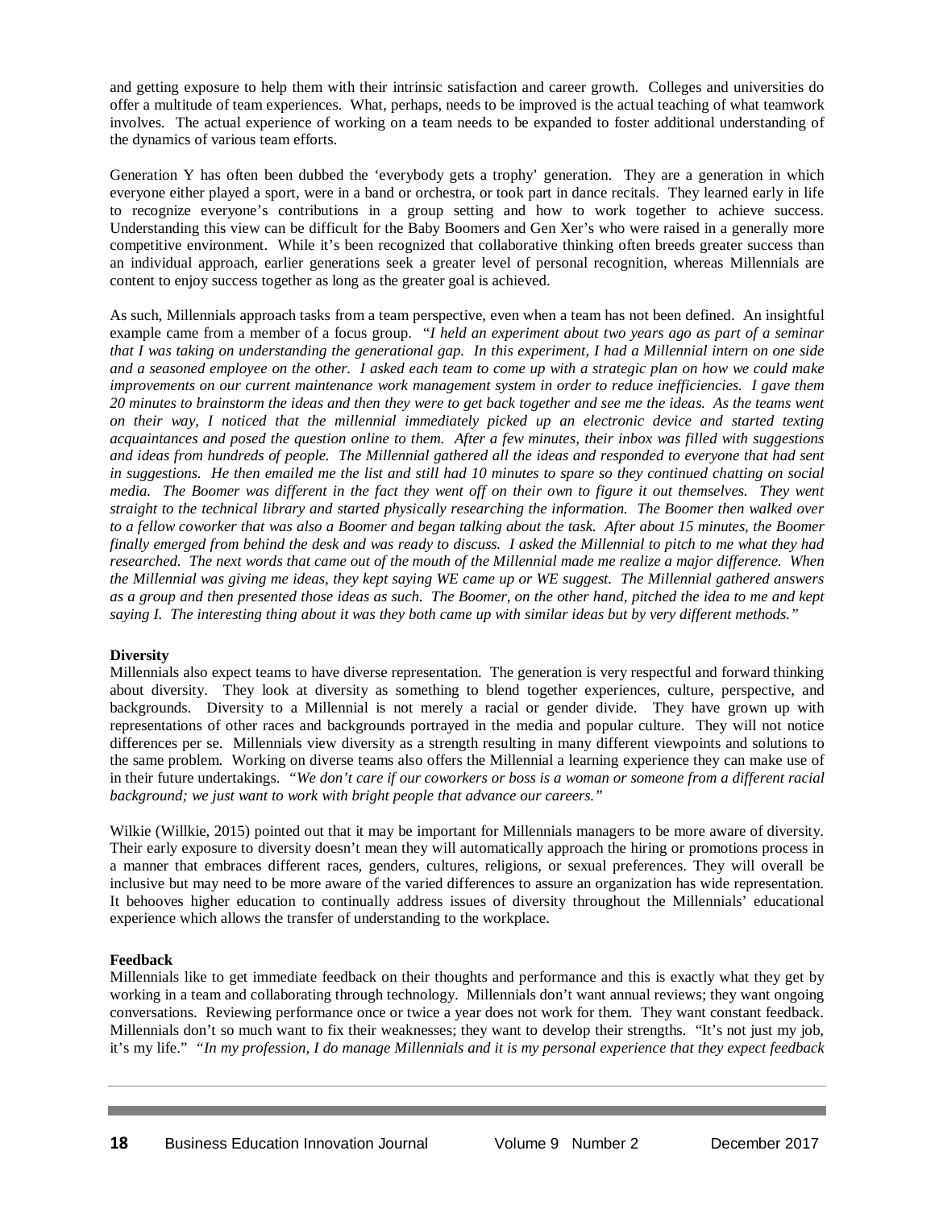and getting exposure to help them with their intrinsic satisfaction and career growth. Colleges and universities do offer a multitude of team experiences. What, perhaps, needs to be improved is the actual teaching of what teamwork involves. The actual experience of working on a team needs to be expanded to foster additional understanding of the dynamics of various team efforts.

Generation Y has often been dubbed the 'everybody gets a trophy' generation. They are a generation in which everyone either played a sport, were in a band or orchestra, or took part in dance recitals. They learned early in life to recognize everyone's contributions in a group setting and how to work together to achieve success. Understanding this view can be difficult for the Baby Boomers and Gen Xer's who were raised in a generally more competitive environment. While it's been recognized that collaborative thinking often breeds greater success than an individual approach, earlier generations seek a greater level of personal recognition, whereas Millennials are content to enjoy success together as long as the greater goal is achieved.

As such, Millennials approach tasks from a team perspective, even when a team has not been defined. An insightful example came from a member of a focus group. *"I held an experiment about two years ago as part of a seminar that I was taking on understanding the generational gap. In this experiment, I had a Millennial intern on one side and a seasoned employee on the other. I asked each team to come up with a strategic plan on how we could make improvements on our current maintenance work management system in order to reduce inefficiencies. I gave them 20 minutes to brainstorm the ideas and then they were to get back together and see me the ideas. As the teams went on their way, I noticed that the millennial immediately picked up an electronic device and started texting acquaintances and posed the question online to them. After a few minutes, their inbox was filled with suggestions and ideas from hundreds of people. The Millennial gathered all the ideas and responded to everyone that had sent in suggestions. He then emailed me the list and still had 10 minutes to spare so they continued chatting on social media. The Boomer was different in the fact they went off on their own to figure it out themselves. They went straight to the technical library and started physically researching the information. The Boomer then walked over to a fellow coworker that was also a Boomer and began talking about the task. After about 15 minutes, the Boomer finally emerged from behind the desk and was ready to discuss. I asked the Millennial to pitch to me what they had researched. The next words that came out of the mouth of the Millennial made me realize a major difference. When the Millennial was giving me ideas, they kept saying WE came up or WE suggest. The Millennial gathered answers as a group and then presented those ideas as such. The Boomer, on the other hand, pitched the idea to me and kept saying I. The interesting thing about it was they both came up with similar ideas but by very different methods."*

**Diversity**

Millennials also expect teams to have diverse representation. The generation is very respectful and forward thinking about diversity. They look at diversity as something to blend together experiences, culture, perspective, and backgrounds. Diversity to a Millennial is not merely a racial or gender divide. They have grown up with representations of other races and backgrounds portrayed in the media and popular culture. They will not notice differences per se. Millennials view diversity as a strength resulting in many different viewpoints and solutions to the same problem. Working on diverse teams also offers the Millennial a learning experience they can make use of in their future undertakings. *"We don't care if our coworkers or boss is a woman or someone from a different racial background; we just want to work with bright people that advance our careers."*

Wilkie (Willkie, 2015) pointed out that it may be important for Millennials managers to be more aware of diversity. Their early exposure to diversity doesn't mean they will automatically approach the hiring or promotions process in a manner that embraces different races, genders, cultures, religions, or sexual preferences. They will overall be inclusive but may need to be more aware of the varied differences to assure an organization has wide representation. It behooves higher education to continually address issues of diversity throughout the Millennials' educational experience which allows the transfer of understanding to the workplace.

**Feedback**

Millennials like to get immediate feedback on their thoughts and performance and this is exactly what they get by working in a team and collaborating through technology. Millennials don't want annual reviews; they want ongoing conversations. Reviewing performance once or twice a year does not work for them. They want constant feedback. Millennials don't so much want to fix their weaknesses; they want to develop their strengths. "It's not just my job, it's my life." *"In my profession, I do manage Millennials and it is my personal experience that they expect feedback*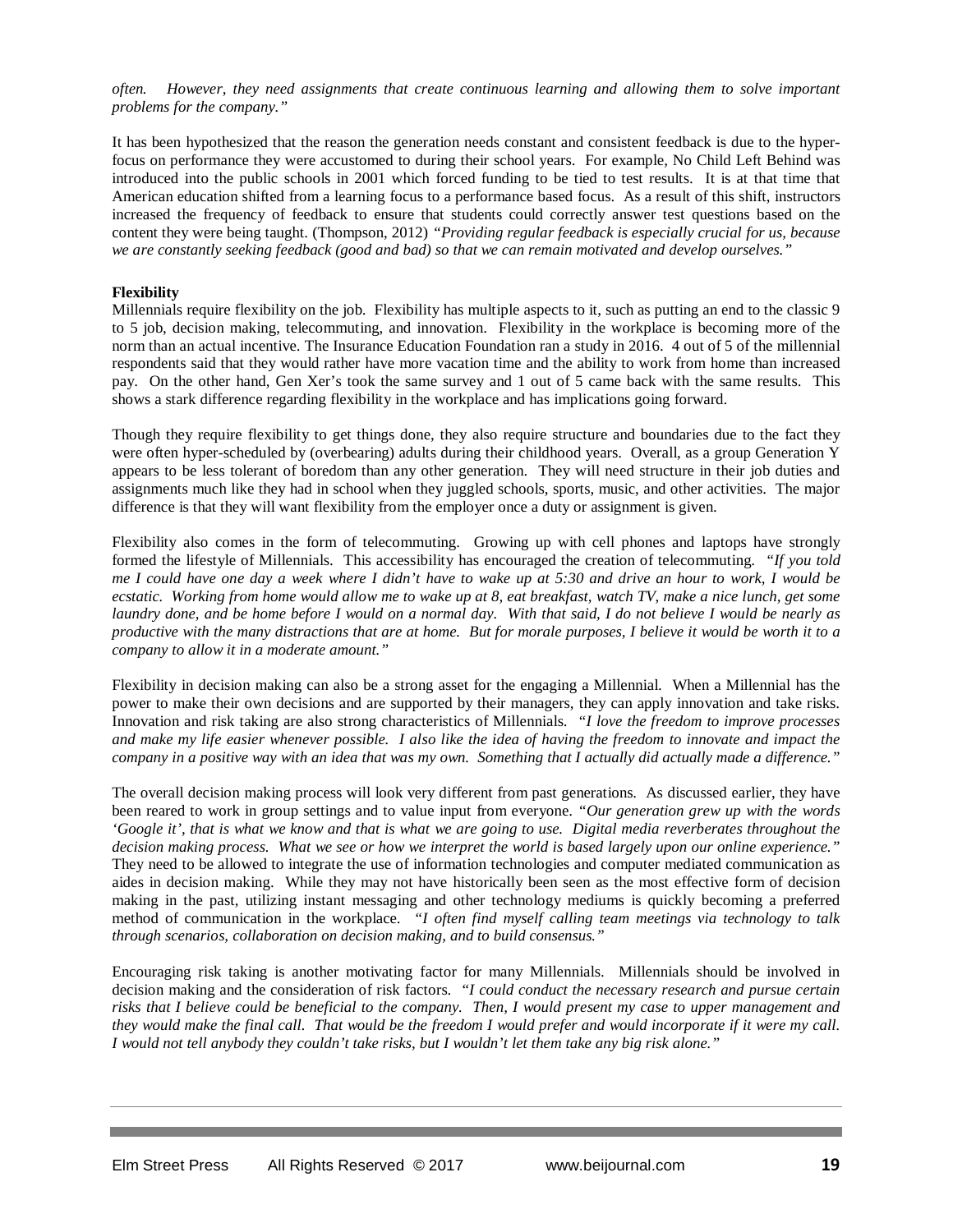*often. However, they need assignments that create continuous learning and allowing them to solve important problems for the company."*

It has been hypothesized that the reason the generation needs constant and consistent feedback is due to the hyper-focus on performance they were accustomed to during their school years. For example, No Child Left Behind was introduced into the public schools in 2001 which forced funding to be tied to test results. It is at that time that American education shifted from a learning focus to a performance based focus. As a result of this shift, instructors increased the frequency of feedback to ensure that students could correctly answer test questions based on the content they were being taught. (Thompson, 2012) *"Providing regular feedback is especially crucial for us, because we are constantly seeking feedback (good and bad) so that we can remain motivated and develop ourselves."*

**Flexibility**

Millennials require flexibility on the job. Flexibility has multiple aspects to it, such as putting an end to the classic 9 to 5 job, decision making, telecommuting, and innovation. Flexibility in the workplace is becoming more of the norm than an actual incentive. The Insurance Education Foundation ran a study in 2016. 4 out of 5 of the millennial respondents said that they would rather have more vacation time and the ability to work from home than increased pay. On the other hand, Gen Xer's took the same survey and 1 out of 5 came back with the same results. This shows a stark difference regarding flexibility in the workplace and has implications going forward.

Though they require flexibility to get things done, they also require structure and boundaries due to the fact they were often hyper-scheduled by (overbearing) adults during their childhood years. Overall, as a group Generation Y appears to be less tolerant of boredom than any other generation. They will need structure in their job duties and assignments much like they had in school when they juggled schools, sports, music, and other activities. The major difference is that they will want flexibility from the employer once a duty or assignment is given.

Flexibility also comes in the form of telecommuting. Growing up with cell phones and laptops have strongly formed the lifestyle of Millennials. This accessibility has encouraged the creation of telecommuting. *"If you told me I could have one day a week where I didn't have to wake up at 5:30 and drive an hour to work, I would be ecstatic. Working from home would allow me to wake up at 8, eat breakfast, watch TV, make a nice lunch, get some laundry done, and be home before I would on a normal day. With that said, I do not believe I would be nearly as productive with the many distractions that are at home. But for morale purposes, I believe it would be worth it to a company to allow it in a moderate amount."*

Flexibility in decision making can also be a strong asset for the engaging a Millennial. When a Millennial has the power to make their own decisions and are supported by their managers, they can apply innovation and take risks. Innovation and risk taking are also strong characteristics of Millennials. *"I love the freedom to improve processes and make my life easier whenever possible. I also like the idea of having the freedom to innovate and impact the company in a positive way with an idea that was my own. Something that I actually did actually made a difference."*

The overall decision making process will look very different from past generations. As discussed earlier, they have been reared to work in group settings and to value input from everyone. *"Our generation grew up with the words 'Google it', that is what we know and that is what we are going to use. Digital media reverberates throughout the decision making process. What we see or how we interpret the world is based largely upon our online experience."* They need to be allowed to integrate the use of information technologies and computer mediated communication as aides in decision making. While they may not have historically been seen as the most effective form of decision making in the past, utilizing instant messaging and other technology mediums is quickly becoming a preferred method of communication in the workplace. *"I often find myself calling team meetings via technology to talk through scenarios, collaboration on decision making, and to build consensus."*

Encouraging risk taking is another motivating factor for many Millennials. Millennials should be involved in decision making and the consideration of risk factors. *"I could conduct the necessary research and pursue certain risks that I believe could be beneficial to the company. Then, I would present my case to upper management and they would make the final call. That would be the freedom I would prefer and would incorporate if it were my call. I would not tell anybody they couldn't take risks, but I wouldn't let them take any big risk alone."*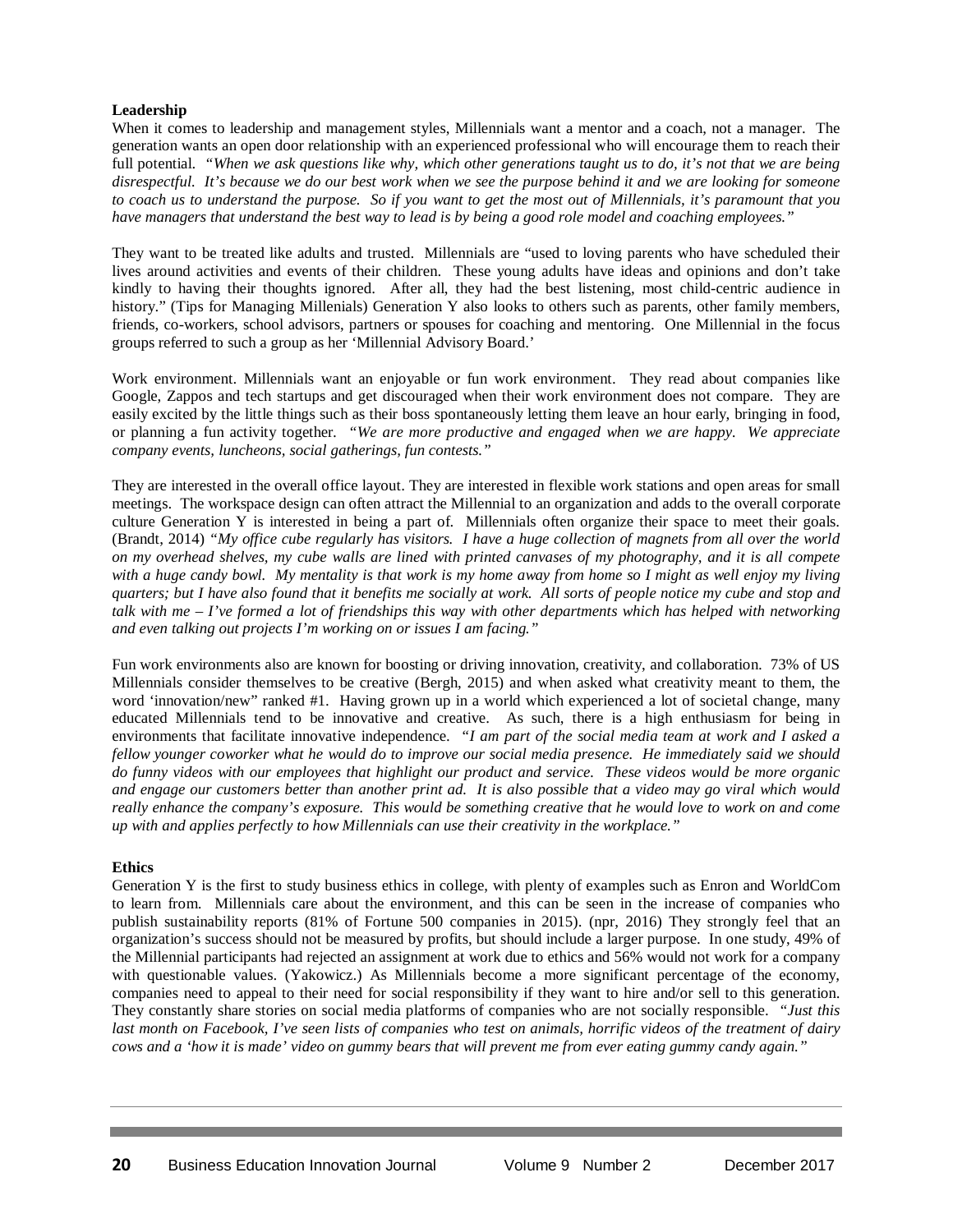**Leadership**

When it comes to leadership and management styles, Millennials want a mentor and a coach, not a manager. The generation wants an open door relationship with an experienced professional who will encourage them to reach their full potential. *"When we ask questions like why, which other generations taught us to do, it's not that we are being disrespectful. It's because we do our best work when we see the purpose behind it and we are looking for someone to coach us to understand the purpose. So if you want to get the most out of Millennials, it's paramount that you have managers that understand the best way to lead is by being a good role model and coaching employees."*

They want to be treated like adults and trusted. Millennials are "used to loving parents who have scheduled their lives around activities and events of their children. These young adults have ideas and opinions and don't take kindly to having their thoughts ignored. After all, they had the best listening, most child-centric audience in history." (Tips for Managing Millenials) Generation Y also looks to others such as parents, other family members, friends, co-workers, school advisors, partners or spouses for coaching and mentoring. One Millennial in the focus groups referred to such a group as her 'Millennial Advisory Board.'

Work environment. Millennials want an enjoyable or fun work environment. They read about companies like Google, Zappos and tech startups and get discouraged when their work environment does not compare. They are easily excited by the little things such as their boss spontaneously letting them leave an hour early, bringing in food, or planning a fun activity together. *"We are more productive and engaged when we are happy. We appreciate company events, luncheons, social gatherings, fun contests."*

They are interested in the overall office layout. They are interested in flexible work stations and open areas for small meetings. The workspace design can often attract the Millennial to an organization and adds to the overall corporate culture Generation Y is interested in being a part of. Millennials often organize their space to meet their goals. (Brandt, 2014) *"My office cube regularly has visitors. I have a huge collection of magnets from all over the world on my overhead shelves, my cube walls are lined with printed canvases of my photography, and it is all compete with a huge candy bowl. My mentality is that work is my home away from home so I might as well enjoy my living quarters; but I have also found that it benefits me socially at work. All sorts of people notice my cube and stop and talk with me – I've formed a lot of friendships this way with other departments which has helped with networking and even talking out projects I'm working on or issues I am facing."*

Fun work environments also are known for boosting or driving innovation, creativity, and collaboration. 73% of US Millennials consider themselves to be creative (Bergh, 2015) and when asked what creativity meant to them, the word 'innovation/new" ranked #1. Having grown up in a world which experienced a lot of societal change, many educated Millennials tend to be innovative and creative. As such, there is a high enthusiasm for being in environments that facilitate innovative independence. *"I am part of the social media team at work and I asked a fellow younger coworker what he would do to improve our social media presence. He immediately said we should do funny videos with our employees that highlight our product and service. These videos would be more organic and engage our customers better than another print ad. It is also possible that a video may go viral which would really enhance the company's exposure. This would be something creative that he would love to work on and come up with and applies perfectly to how Millennials can use their creativity in the workplace."*

**Ethics**

Generation Y is the first to study business ethics in college, with plenty of examples such as Enron and WorldCom to learn from. Millennials care about the environment, and this can be seen in the increase of companies who publish sustainability reports (81% of Fortune 500 companies in 2015). (npr, 2016) They strongly feel that an organization's success should not be measured by profits, but should include a larger purpose. In one study, 49% of the Millennial participants had rejected an assignment at work due to ethics and 56% would not work for a company with questionable values. (Yakowicz.) As Millennials become a more significant percentage of the economy, companies need to appeal to their need for social responsibility if they want to hire and/or sell to this generation. They constantly share stories on social media platforms of companies who are not socially responsible. *"Just this last month on Facebook, I've seen lists of companies who test on animals, horrific videos of the treatment of dairy cows and a 'how it is made' video on gummy bears that will prevent me from ever eating gummy candy again."*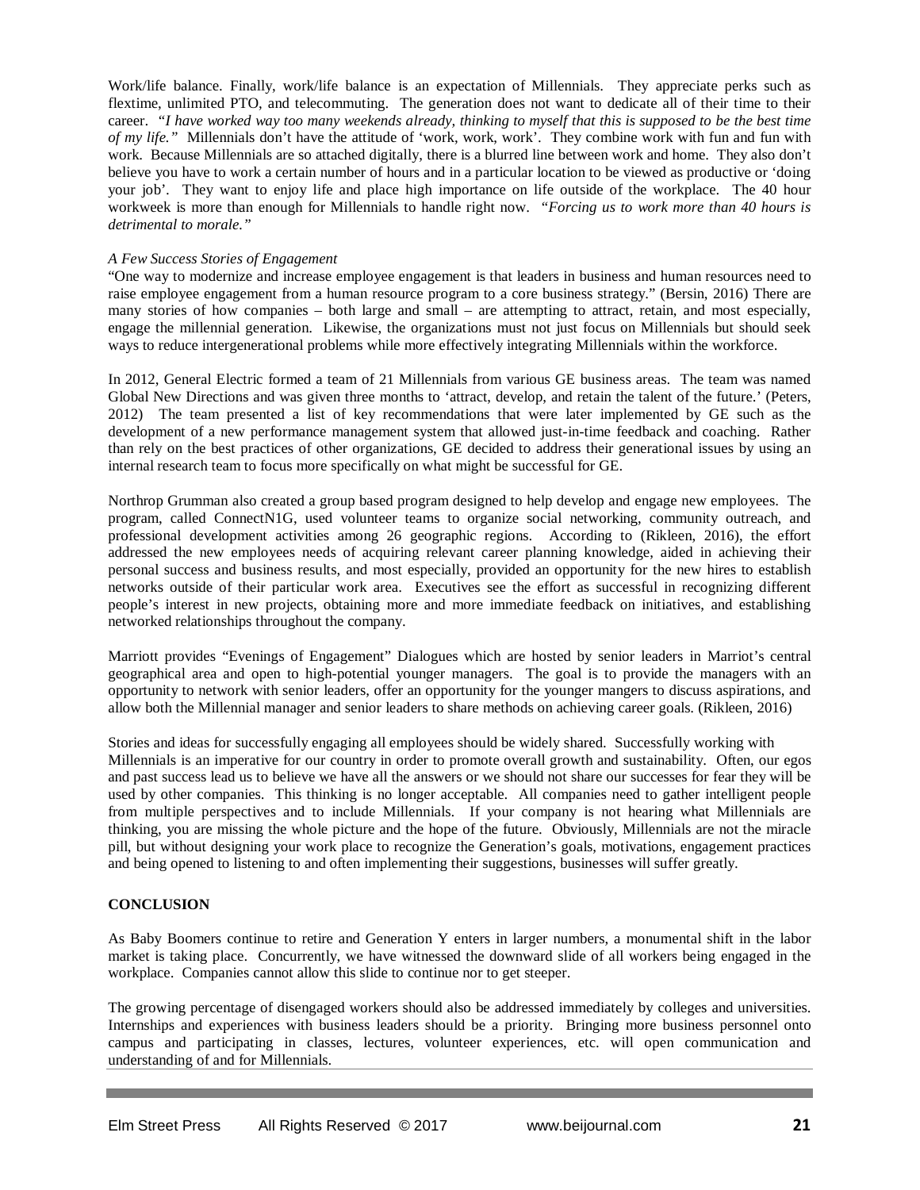Work/life balance. Finally, work/life balance is an expectation of Millennials. They appreciate perks such as flextime, unlimited PTO, and telecommuting. The generation does not want to dedicate all of their time to their career. *"I have worked way too many weekends already, thinking to myself that this is supposed to be the best time of my life."* Millennials don't have the attitude of 'work, work, work'. They combine work with fun and fun with work. Because Millennials are so attached digitally, there is a blurred line between work and home. They also don't believe you have to work a certain number of hours and in a particular location to be viewed as productive or 'doing your job'. They want to enjoy life and place high importance on life outside of the workplace. The 40 hour workweek is more than enough for Millennials to handle right now. *"Forcing us to work more than 40 hours is detrimental to morale."*

*A Few Success Stories of Engagement*

"One way to modernize and increase employee engagement is that leaders in business and human resources need to raise employee engagement from a human resource program to a core business strategy." (Bersin, 2016) There are many stories of how companies – both large and small – are attempting to attract, retain, and most especially, engage the millennial generation. Likewise, the organizations must not just focus on Millennials but should seek ways to reduce intergenerational problems while more effectively integrating Millennials within the workforce.

In 2012, General Electric formed a team of 21 Millennials from various GE business areas. The team was named Global New Directions and was given three months to 'attract, develop, and retain the talent of the future.' (Peters, 2012) The team presented a list of key recommendations that were later implemented by GE such as the development of a new performance management system that allowed just-in-time feedback and coaching. Rather than rely on the best practices of other organizations, GE decided to address their generational issues by using an internal research team to focus more specifically on what might be successful for GE.

Northrop Grumman also created a group based program designed to help develop and engage new employees. The program, called ConnectN1G, used volunteer teams to organize social networking, community outreach, and professional development activities among 26 geographic regions. According to (Rikleen, 2016), the effort addressed the new employees needs of acquiring relevant career planning knowledge, aided in achieving their personal success and business results, and most especially, provided an opportunity for the new hires to establish networks outside of their particular work area. Executives see the effort as successful in recognizing different people's interest in new projects, obtaining more and more immediate feedback on initiatives, and establishing networked relationships throughout the company.

Marriott provides "Evenings of Engagement" Dialogues which are hosted by senior leaders in Marriot's central geographical area and open to high-potential younger managers. The goal is to provide the managers with an opportunity to network with senior leaders, offer an opportunity for the younger mangers to discuss aspirations, and allow both the Millennial manager and senior leaders to share methods on achieving career goals. (Rikleen, 2016)

Stories and ideas for successfully engaging all employees should be widely shared. Successfully working with Millennials is an imperative for our country in order to promote overall growth and sustainability. Often, our egos and past success lead us to believe we have all the answers or we should not share our successes for fear they will be used by other companies. This thinking is no longer acceptable. All companies need to gather intelligent people from multiple perspectives and to include Millennials. If your company is not hearing what Millennials are thinking, you are missing the whole picture and the hope of the future. Obviously, Millennials are not the miracle pill, but without designing your work place to recognize the Generation's goals, motivations, engagement practices and being opened to listening to and often implementing their suggestions, businesses will suffer greatly.

## CONCLUSION

As Baby Boomers continue to retire and Generation Y enters in larger numbers, a monumental shift in the labor market is taking place. Concurrently, we have witnessed the downward slide of all workers being engaged in the workplace. Companies cannot allow this slide to continue nor to get steeper.

The growing percentage of disengaged workers should also be addressed immediately by colleges and universities. Internships and experiences with business leaders should be a priority. Bringing more business personnel onto campus and participating in classes, lectures, volunteer experiences, etc. will open communication and understanding of and for Millennials.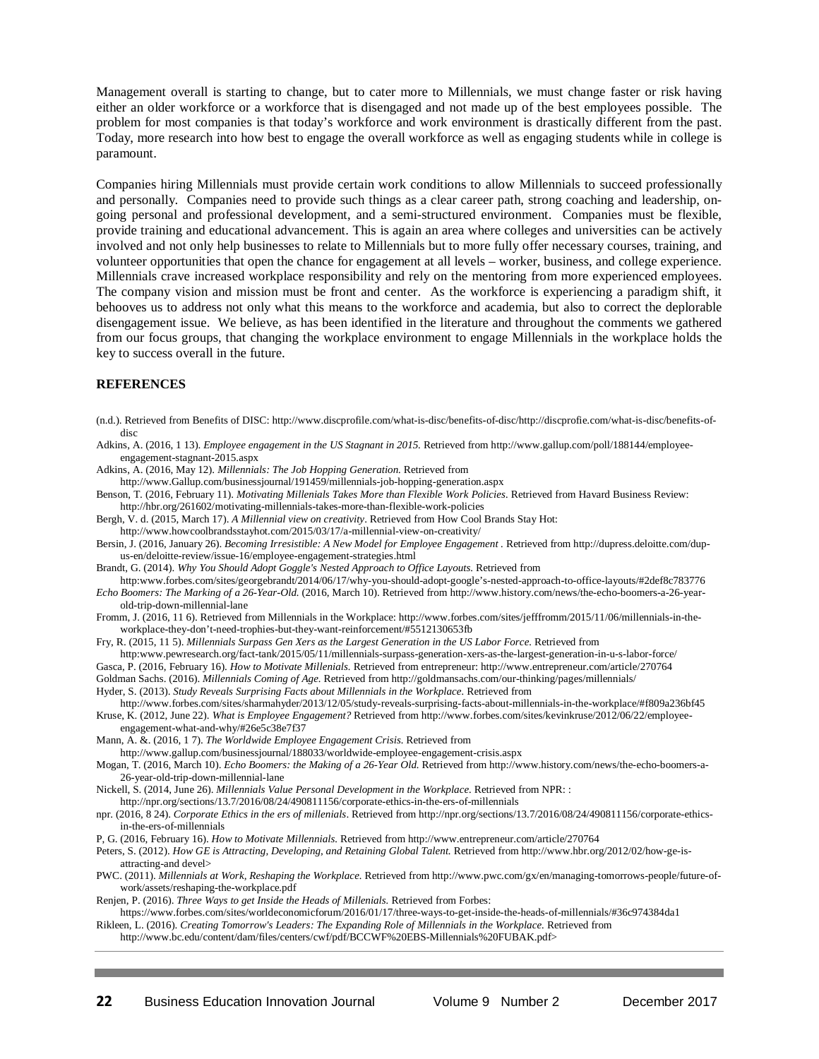Management overall is starting to change, but to cater more to Millennials, we must change faster or risk having either an older workforce or a workforce that is disengaged and not made up of the best employees possible. The problem for most companies is that today's workforce and work environment is drastically different from the past. Today, more research into how best to engage the overall workforce as well as engaging students while in college is paramount.

Companies hiring Millennials must provide certain work conditions to allow Millennials to succeed professionally and personally. Companies need to provide such things as a clear career path, strong coaching and leadership, on-going personal and professional development, and a semi-structured environment. Companies must be flexible, provide training and educational advancement. This is again an area where colleges and universities can be actively involved and not only help businesses to relate to Millennials but to more fully offer necessary courses, training, and volunteer opportunities that open the chance for engagement at all levels – worker, business, and college experience. Millennials crave increased workplace responsibility and rely on the mentoring from more experienced employees. The company vision and mission must be front and center. As the workforce is experiencing a paradigm shift, it behooves us to address not only what this means to the workforce and academia, but also to correct the deplorable disengagement issue. We believe, as has been identified in the literature and throughout the comments we gathered from our focus groups, that changing the workplace environment to engage Millennials in the workplace holds the key to success overall in the future.

## REFERENCES

(n.d.). Retrieved from Benefits of DISC: http://www.discprofile.com/what-is-disc/benefits-of-disc/http://discprofie.com/what-is-disc/benefits-of-disc

Adkins, A. (2016, 1 13). *Employee engagement in the US Stagnant in 2015.* Retrieved from http://www.gallup.com/poll/188144/employee-engagement-stagnant-2015.aspx

Adkins, A. (2016, May 12). *Millennials: The Job Hopping Generation.* Retrieved from http://www.Gallup.com/businessjournal/191459/millennials-job-hopping-generation.aspx

Benson, T. (2016, February 11). *Motivating Millenials Takes More than Flexible Work Policies*. Retrieved from Havard Business Review: http://hbr.org/261602/motivating-millennials-takes-more-than-flexible-work-policies

Bergh, V. d. (2015, March 17). *A Millennial view on creativity*. Retrieved from How Cool Brands Stay Hot: http://www.howcoolbrandsstayhot.com/2015/03/17/a-millennial-view-on-creativity/

Bersin, J. (2016, January 26). *Becoming Irresistible: A New Model for Employee Engagement* . Retrieved from http://dupress.deloitte.com/dup-us-en/deloitte-review/issue-16/employee-engagement-strategies.html

Brandt, G. (2014). *Why You Should Adopt Goggle's Nested Approach to Office Layouts.* Retrieved from http:www.forbes.com/sites/georgebrandt/2014/06/17/why-you-should-adopt-google's-nested-approach-to-office-layouts/#2def8c783776

*Echo Boomers: The Marking of a 26-Year-Old.* (2016, March 10). Retrieved from http://www.history.com/news/the-echo-boomers-a-26-year-old-trip-down-millennial-lane

Fromm, J. (2016, 11 6). Retrieved from Millennials in the Workplace: http://www.forbes.com/sites/jefffromm/2015/11/06/millennials-in-the-workplace-they-don't-need-trophies-but-they-want-reinforcement/#5512130653fb

Fry, R. (2015, 11 5). *Millennials Surpass Gen Xers as the Largest Generation in the US Labor Force.* Retrieved from http:www.pewresearch.org/fact-tank/2015/05/11/millennials-surpass-generation-xers-as-the-largest-generation-in-u-s-labor-force/

Gasca, P. (2016, February 16). *How to Motivate Millenials.* Retrieved from entrepreneur: http://www.entrepreneur.com/article/270764

Goldman Sachs. (2016). *Millennials Coming of Age.* Retrieved from http://goldmansachs.com/our-thinking/pages/millennials/

Hyder, S. (2013). *Study Reveals Surprising Facts about Millennials in the Workplace.* Retrieved from http://www.forbes.com/sites/sharmahyder/2013/12/05/study-reveals-surprising-facts-about-millennials-in-the-workplace/#f809a236bf45

Kruse, K. (2012, June 22). *What is Employee Engagement?* Retrieved from http://www.forbes.com/sites/kevinkruse/2012/06/22/employee-engagement-what-and-why/#26e5c38e7f37

Mann, A. &. (2016, 1 7). *The Worldwide Employee Engagement Crisis.* Retrieved from http://www.gallup.com/businessjournal/188033/worldwide-employee-engagement-crisis.aspx

Mogan, T. (2016, March 10). *Echo Boomers: the Making of a 26-Year Old.* Retrieved from http://www.history.com/news/the-echo-boomers-a-26-year-old-trip-down-millennial-lane

Nickell, S. (2014, June 26). *Millennials Value Personal Development in the Workplace.* Retrieved from NPR: : http://npr.org/sections/13.7/2016/08/24/490811156/corporate-ethics-in-the-ers-of-millennials

npr. (2016, 8 24). *Corporate Ethics in the ers of millenials*. Retrieved from http://npr.org/sections/13.7/2016/08/24/490811156/corporate-ethics-in-the-ers-of-millennials

P, G. (2016, February 16). *How to Motivate Millennials.* Retrieved from http://www.entrepreneur.com/article/270764

Peters, S. (2012). *How GE is Attracting, Developing, and Retaining Global Talent.* Retrieved from http://www.hbr.org/2012/02/how-ge-is-attracting-and devel>

PWC. (2011). *Millennials at Work, Reshaping the Workplace.* Retrieved from http://www.pwc.com/gx/en/managing-tomorrows-people/future-of-work/assets/reshaping-the-workplace.pdf

Renjen, P. (2016). *Three Ways to get Inside the Heads of Millenials.* Retrieved from Forbes: https://www.forbes.com/sites/worldeconomicforum/2016/01/17/three-ways-to-get-inside-the-heads-of-millennials/#36c974384da1

Rikleen, L. (2016). *Creating Tomorrow's Leaders: The Expanding Role of Millennials in the Workplace.* Retrieved from http://www.bc.edu/content/dam/files/centers/cwf/pdf/BCCWF%20EBS-Millennials%20FUBAK.pdf>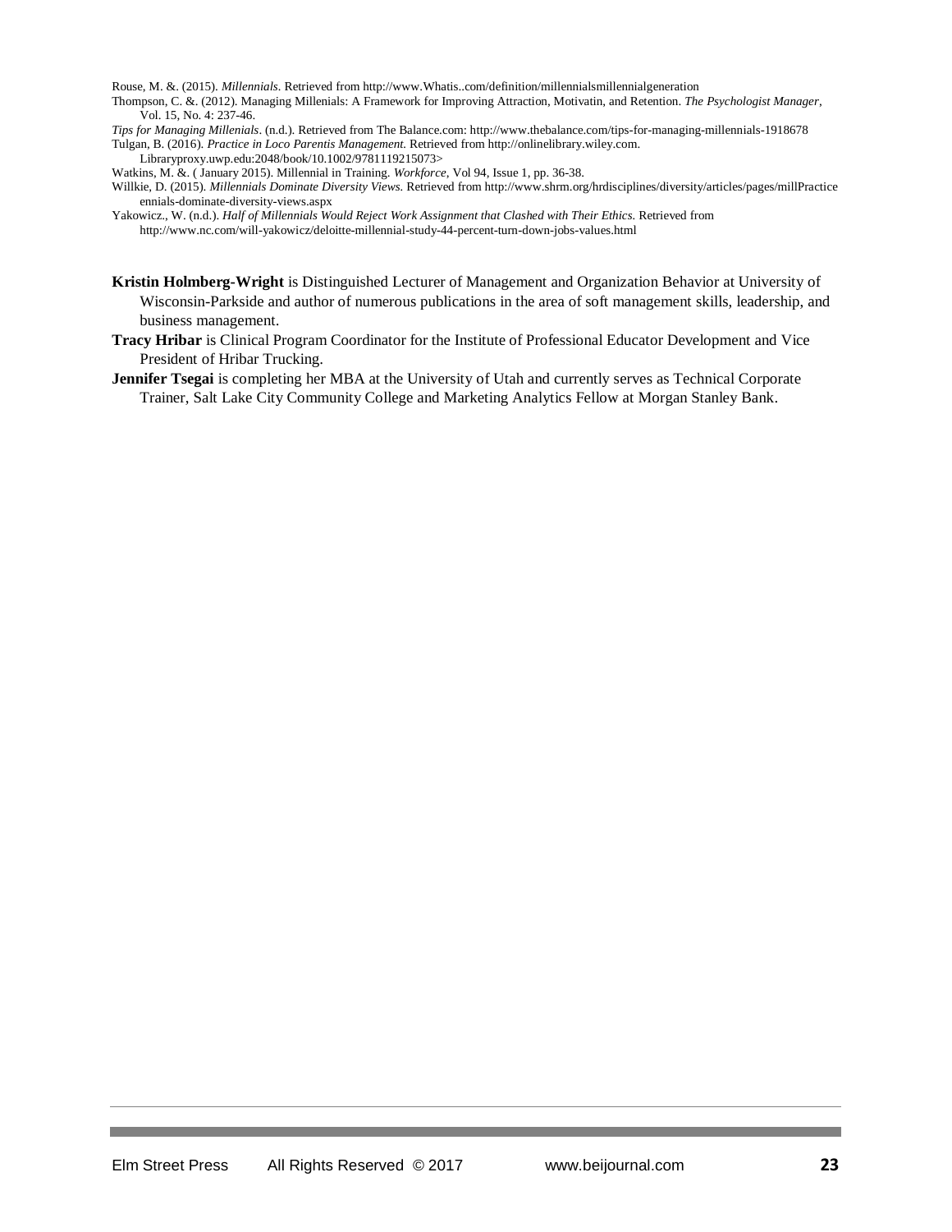Rouse, M. &. (2015). *Millennials.* Retrieved from http://www.Whatis..com/definition/millennialsmillennialgeneration

Thompson, C. &. (2012). Managing Millenials: A Framework for Improving Attraction, Motivatin, and Retention. *The Psychologist Manager*, Vol. 15, No. 4: 237-46.

*Tips for Managing Millenials*. (n.d.). Retrieved from The Balance.com: http://www.thebalance.com/tips-for-managing-millennials-1918678

Tulgan, B. (2016). *Practice in Loco Parentis Management.* Retrieved from http://onlinelibrary.wiley.com. Libraryproxy.uwp.edu:2048/book/10.1002/9781119215073>

Watkins, M. &. ( January 2015). Millennial in Training. *Workforce*, Vol 94, Issue 1, pp. 36-38.

Willkie, D. (2015). *Millennials Dominate Diversity Views.* Retrieved from http://www.shrm.org/hrdisciplines/diversity/articles/pages/millPractice ennials-dominate-diversity-views.aspx

Yakowicz., W. (n.d.). *Half of Millennials Would Reject Work Assignment that Clashed with Their Ethics.* Retrieved from http://www.nc.com/will-yakowicz/deloitte-millennial-study-44-percent-turn-down-jobs-values.html

**Kristin Holmberg-Wright** is Distinguished Lecturer of Management and Organization Behavior at University of Wisconsin-Parkside and author of numerous publications in the area of soft management skills, leadership, and business management.

**Tracy Hribar** is Clinical Program Coordinator for the Institute of Professional Educator Development and Vice President of Hribar Trucking.

**Jennifer Tsegai** is completing her MBA at the University of Utah and currently serves as Technical Corporate Trainer, Salt Lake City Community College and Marketing Analytics Fellow at Morgan Stanley Bank.